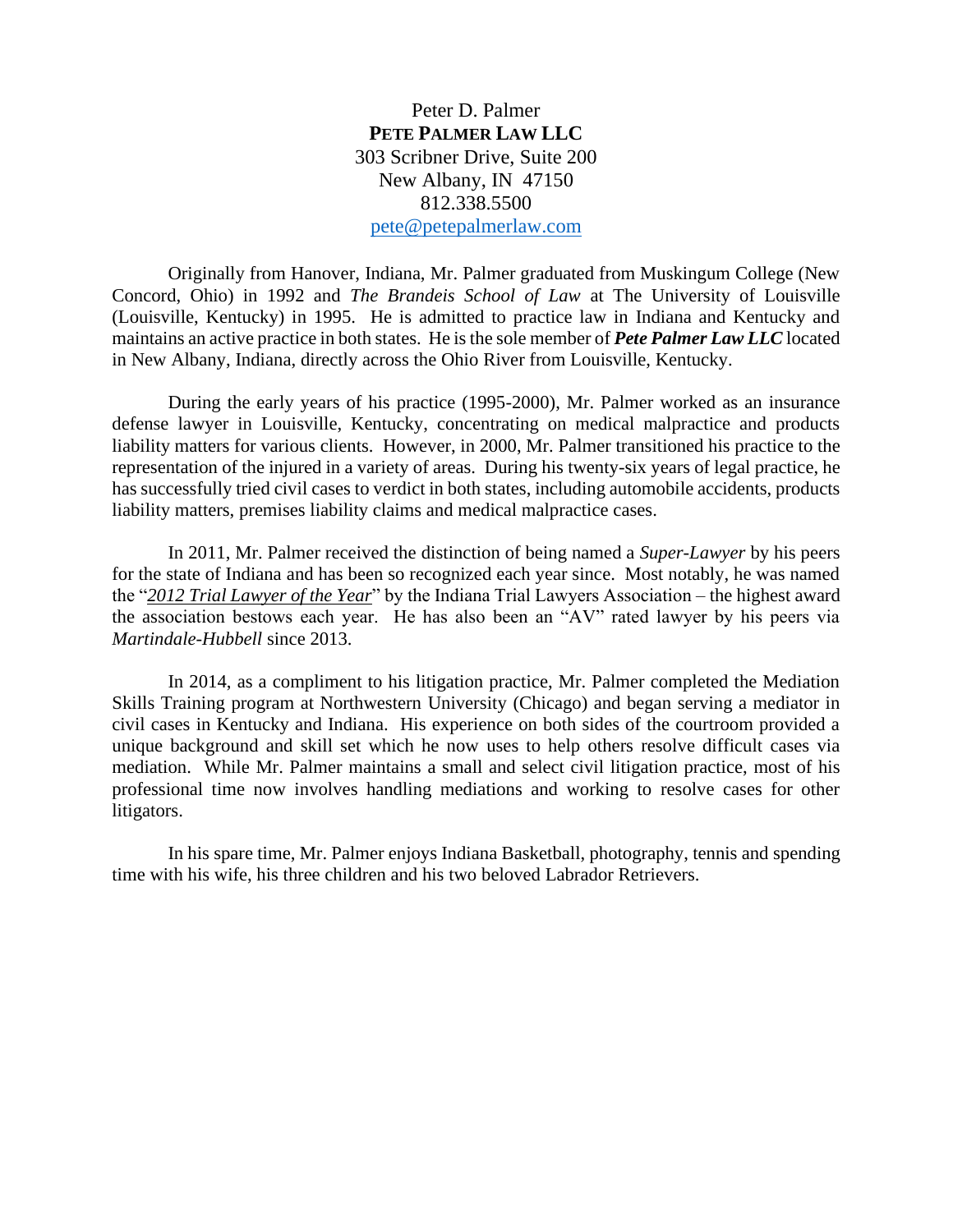Peter D. Palmer
**PETE PALMER LAW LLC**
303 Scribner Drive, Suite 200
New Albany, IN 47150
812.338.5500
pete@petepalmerlaw.com

Originally from Hanover, Indiana, Mr. Palmer graduated from Muskingum College (New Concord, Ohio) in 1992 and *The Brandeis School of Law* at The University of Louisville (Louisville, Kentucky) in 1995. He is admitted to practice law in Indiana and Kentucky and maintains an active practice in both states. He is the sole member of ***Pete Palmer Law LLC*** located in New Albany, Indiana, directly across the Ohio River from Louisville, Kentucky.

During the early years of his practice (1995-2000), Mr. Palmer worked as an insurance defense lawyer in Louisville, Kentucky, concentrating on medical malpractice and products liability matters for various clients. However, in 2000, Mr. Palmer transitioned his practice to the representation of the injured in a variety of areas. During his twenty-six years of legal practice, he has successfully tried civil cases to verdict in both states, including automobile accidents, products liability matters, premises liability claims and medical malpractice cases.

In 2011, Mr. Palmer received the distinction of being named a *Super-Lawyer* by his peers for the state of Indiana and has been so recognized each year since. Most notably, he was named the "*2012 Trial Lawyer of the Year*" by the Indiana Trial Lawyers Association – the highest award the association bestows each year. He has also been an "AV" rated lawyer by his peers via *Martindale-Hubbell* since 2013.

In 2014, as a compliment to his litigation practice, Mr. Palmer completed the Mediation Skills Training program at Northwestern University (Chicago) and began serving a mediator in civil cases in Kentucky and Indiana. His experience on both sides of the courtroom provided a unique background and skill set which he now uses to help others resolve difficult cases via mediation. While Mr. Palmer maintains a small and select civil litigation practice, most of his professional time now involves handling mediations and working to resolve cases for other litigators.

In his spare time, Mr. Palmer enjoys Indiana Basketball, photography, tennis and spending time with his wife, his three children and his two beloved Labrador Retrievers.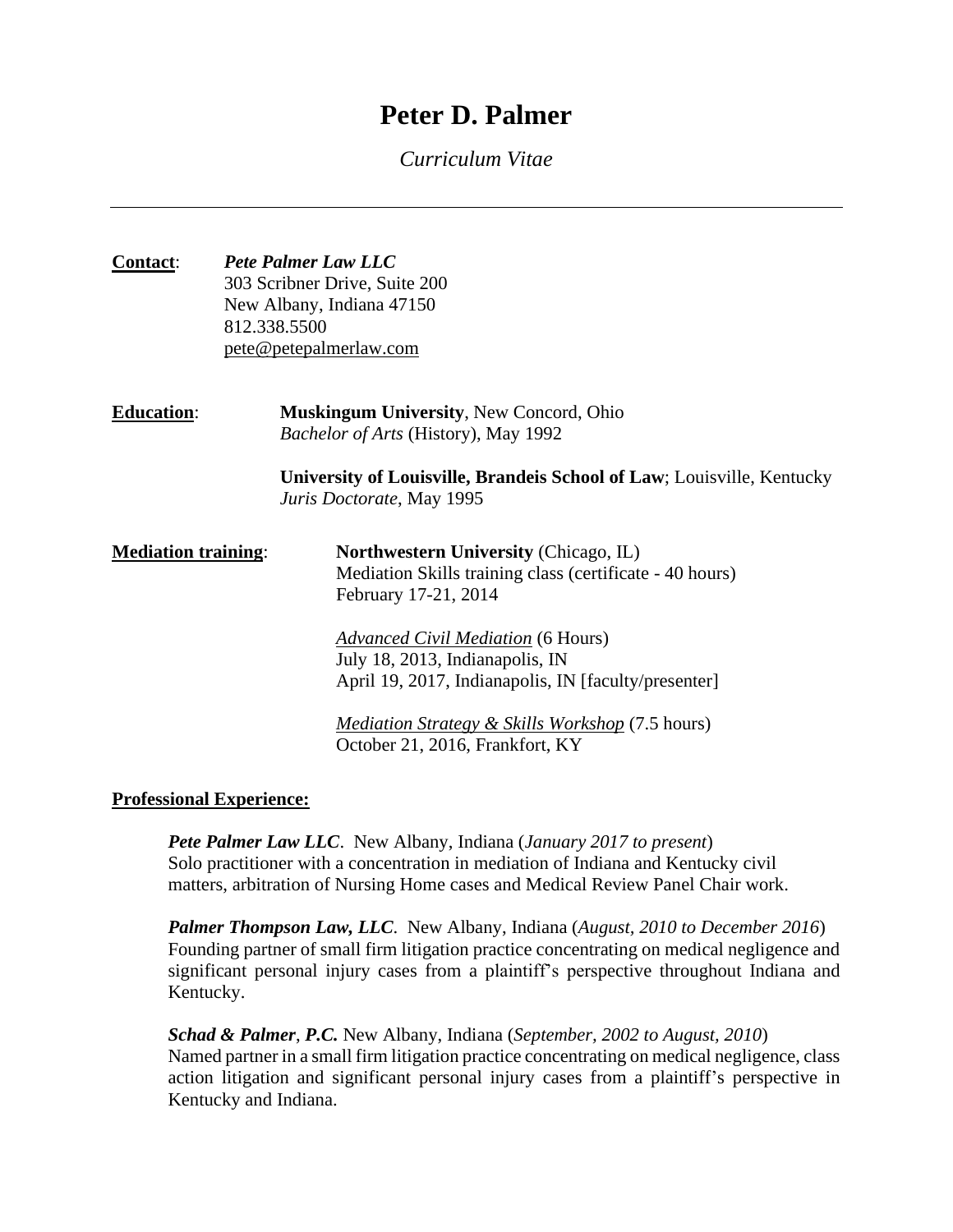# Peter D. Palmer

*Curriculum Vitae*

---

**Contact**: *Pete Palmer Law LLC*
303 Scribner Drive, Suite 200
New Albany, Indiana 47150
812.338.5500
pete@petepalmerlaw.com

**Education**:

**Muskingum University**, New Concord, Ohio
*Bachelor of Arts* (History), May 1992

**University of Louisville, Brandeis School of Law**; Louisville, Kentucky
*Juris Doctorate*, May 1995

**Mediation training**:

**Northwestern University** (Chicago, IL)
Mediation Skills training class (certificate - 40 hours)
February 17-21, 2014

*Advanced Civil Mediation* (6 Hours)
July 18, 2013, Indianapolis, IN
April 19, 2017, Indianapolis, IN [faculty/presenter]

*Mediation Strategy & Skills Workshop* (7.5 hours)
October 21, 2016, Frankfort, KY

## Professional Experience:

***Pete Palmer Law LLC***. New Albany, Indiana (*January 2017 to present*)
Solo practitioner with a concentration in mediation of Indiana and Kentucky civil matters, arbitration of Nursing Home cases and Medical Review Panel Chair work.

***Palmer Thompson Law, LLC***. New Albany, Indiana (*August, 2010 to December 2016*)
Founding partner of small firm litigation practice concentrating on medical negligence and significant personal injury cases from a plaintiff's perspective throughout Indiana and Kentucky.

***Schad & Palmer*, *P.C.*** New Albany, Indiana (*September, 2002 to August, 2010*)
Named partner in a small firm litigation practice concentrating on medical negligence, class action litigation and significant personal injury cases from a plaintiff's perspective in Kentucky and Indiana.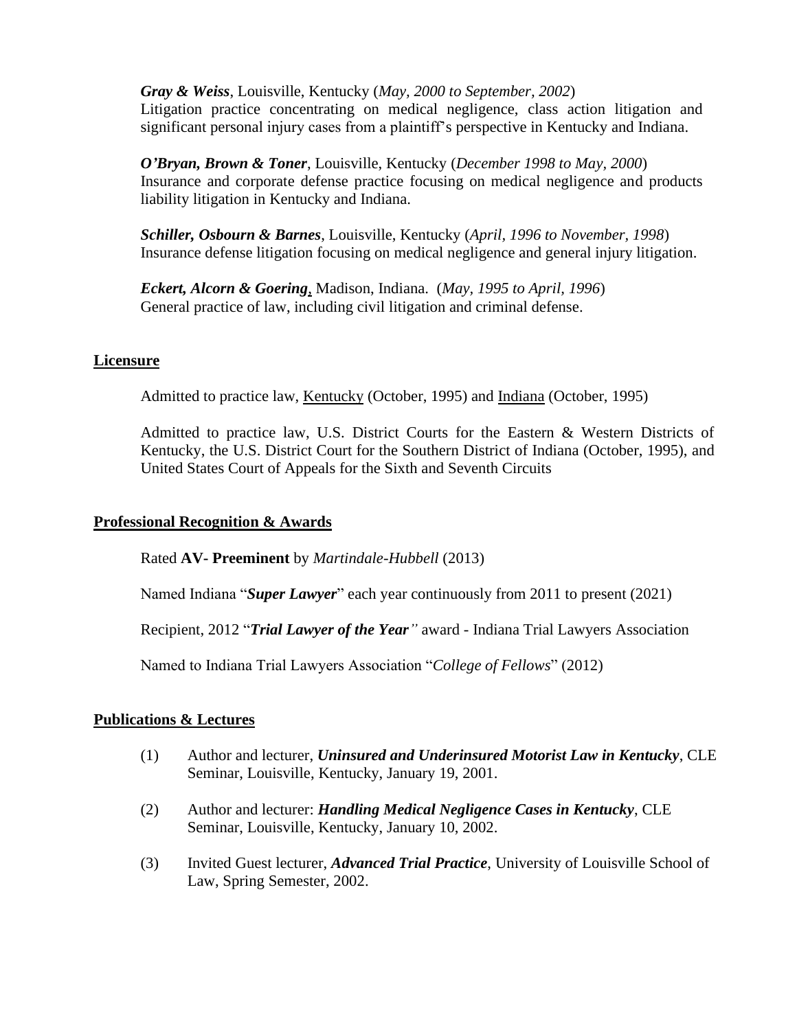***Gray & Weiss***, Louisville, Kentucky (*May, 2000 to September, 2002*)
Litigation practice concentrating on medical negligence, class action litigation and significant personal injury cases from a plaintiff's perspective in Kentucky and Indiana.

***O'Bryan, Brown & Toner***, Louisville, Kentucky (*December 1998 to May, 2000*)
Insurance and corporate defense practice focusing on medical negligence and products liability litigation in Kentucky and Indiana.

***Schiller, Osbourn & Barnes***, Louisville, Kentucky (*April, 1996 to November, 1998*)
Insurance defense litigation focusing on medical negligence and general injury litigation.

***Eckert, Alcorn & Goering***, Madison, Indiana. (*May, 1995 to April, 1996*)
General practice of law, including civil litigation and criminal defense.

## Licensure

Admitted to practice law, Kentucky (October, 1995) and Indiana (October, 1995)

Admitted to practice law, U.S. District Courts for the Eastern & Western Districts of Kentucky, the U.S. District Court for the Southern District of Indiana (October, 1995), and United States Court of Appeals for the Sixth and Seventh Circuits

## Professional Recognition & Awards

Rated **AV- Preeminent** by *Martindale-Hubbell* (2013)

Named Indiana "***Super Lawyer***" each year continuously from 2011 to present (2021)

Recipient, 2012 "***Trial Lawyer of the Year***" award - Indiana Trial Lawyers Association

Named to Indiana Trial Lawyers Association "*College of Fellows*" (2012)

## Publications & Lectures

(1) Author and lecturer, ***Uninsured and Underinsured Motorist Law in Kentucky***, CLE Seminar, Louisville, Kentucky, January 19, 2001.

(2) Author and lecturer: ***Handling Medical Negligence Cases in Kentucky***, CLE Seminar, Louisville, Kentucky, January 10, 2002.

(3) Invited Guest lecturer, ***Advanced Trial Practice***, University of Louisville School of Law, Spring Semester, 2002.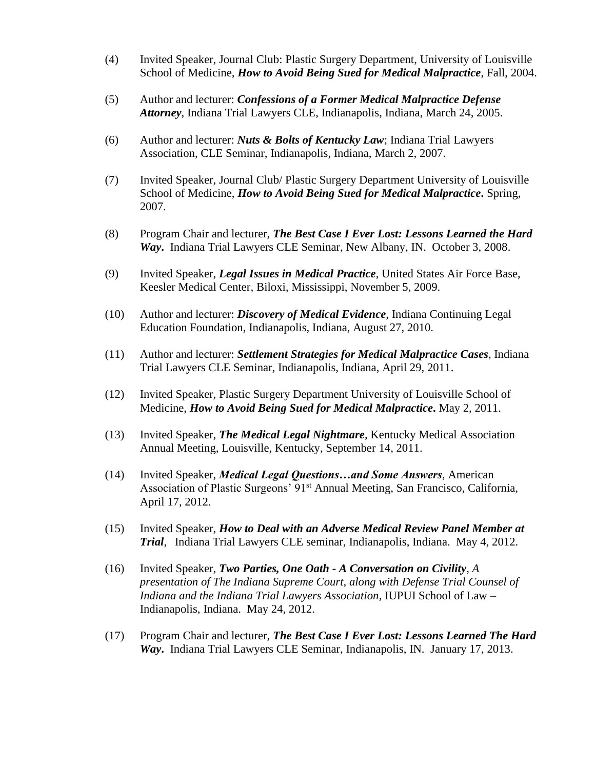(4) Invited Speaker, Journal Club: Plastic Surgery Department, University of Louisville School of Medicine, ***How to Avoid Being Sued for Medical Malpractice***, Fall, 2004.

(5) Author and lecturer: ***Confessions of a Former Medical Malpractice Defense Attorney***, Indiana Trial Lawyers CLE, Indianapolis, Indiana, March 24, 2005.

(6) Author and lecturer: ***Nuts & Bolts of Kentucky Law***; Indiana Trial Lawyers Association, CLE Seminar, Indianapolis, Indiana, March 2, 2007.

(7) Invited Speaker, Journal Club/ Plastic Surgery Department University of Louisville School of Medicine, ***How to Avoid Being Sued for Medical Malpractice*****.** Spring, 2007.

(8) Program Chair and lecturer, ***The Best Case I Ever Lost: Lessons Learned the Hard Way*****.** Indiana Trial Lawyers CLE Seminar, New Albany, IN. October 3, 2008.

(9) Invited Speaker, ***Legal Issues in Medical Practice***, United States Air Force Base, Keesler Medical Center, Biloxi, Mississippi, November 5, 2009.

(10) Author and lecturer: ***Discovery of Medical Evidence***, Indiana Continuing Legal Education Foundation, Indianapolis, Indiana, August 27, 2010.

(11) Author and lecturer: ***Settlement Strategies for Medical Malpractice Cases***, Indiana Trial Lawyers CLE Seminar, Indianapolis, Indiana, April 29, 2011.

(12) Invited Speaker, Plastic Surgery Department University of Louisville School of Medicine, ***How to Avoid Being Sued for Medical Malpractice*****.** May 2, 2011.

(13) Invited Speaker, ***The Medical Legal Nightmare***, Kentucky Medical Association Annual Meeting, Louisville, Kentucky, September 14, 2011.

(14) Invited Speaker, ***Medical Legal Questions…and Some Answers***, American Association of Plastic Surgeons' 91st Annual Meeting, San Francisco, California, April 17, 2012.

(15) Invited Speaker, ***How to Deal with an Adverse Medical Review Panel Member at Trial***, Indiana Trial Lawyers CLE seminar, Indianapolis, Indiana. May 4, 2012.

(16) Invited Speaker, ***Two Parties, One Oath - A Conversation on Civility***, *A presentation of The Indiana Supreme Court, along with Defense Trial Counsel of Indiana and the Indiana Trial Lawyers Association*, IUPUI School of Law – Indianapolis, Indiana. May 24, 2012.

(17) Program Chair and lecturer, ***The Best Case I Ever Lost: Lessons Learned The Hard Way*****.** Indiana Trial Lawyers CLE Seminar, Indianapolis, IN. January 17, 2013.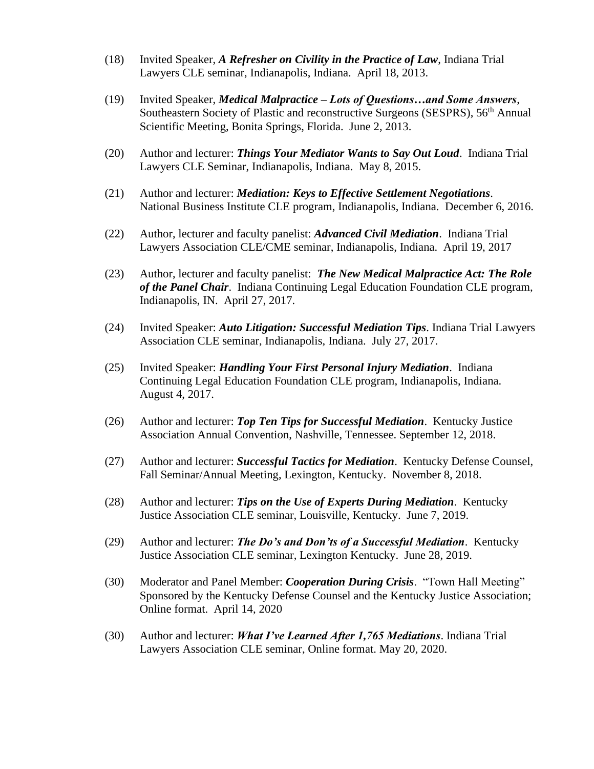(18) Invited Speaker, ***A Refresher on Civility in the Practice of Law***, Indiana Trial Lawyers CLE seminar, Indianapolis, Indiana. April 18, 2013.

(19) Invited Speaker, ***Medical Malpractice – Lots of Questions…and Some Answers***, Southeastern Society of Plastic and reconstructive Surgeons (SESPRS), 56th Annual Scientific Meeting, Bonita Springs, Florida. June 2, 2013.

(20) Author and lecturer: ***Things Your Mediator Wants to Say Out Loud***. Indiana Trial Lawyers CLE Seminar, Indianapolis, Indiana. May 8, 2015.

(21) Author and lecturer: ***Mediation: Keys to Effective Settlement Negotiations***. National Business Institute CLE program, Indianapolis, Indiana. December 6, 2016.

(22) Author, lecturer and faculty panelist: ***Advanced Civil Mediation***. Indiana Trial Lawyers Association CLE/CME seminar, Indianapolis, Indiana. April 19, 2017

(23) Author, lecturer and faculty panelist: ***The New Medical Malpractice Act: The Role of the Panel Chair***. Indiana Continuing Legal Education Foundation CLE program, Indianapolis, IN. April 27, 2017.

(24) Invited Speaker: ***Auto Litigation: Successful Mediation Tips***. Indiana Trial Lawyers Association CLE seminar, Indianapolis, Indiana. July 27, 2017.

(25) Invited Speaker: ***Handling Your First Personal Injury Mediation***. Indiana Continuing Legal Education Foundation CLE program, Indianapolis, Indiana. August 4, 2017.

(26) Author and lecturer: ***Top Ten Tips for Successful Mediation***. Kentucky Justice Association Annual Convention, Nashville, Tennessee. September 12, 2018.

(27) Author and lecturer: ***Successful Tactics for Mediation***. Kentucky Defense Counsel, Fall Seminar/Annual Meeting, Lexington, Kentucky. November 8, 2018.

(28) Author and lecturer: ***Tips on the Use of Experts During Mediation***. Kentucky Justice Association CLE seminar, Louisville, Kentucky. June 7, 2019.

(29) Author and lecturer: ***The Do's and Don'ts of a Successful Mediation***. Kentucky Justice Association CLE seminar, Lexington Kentucky. June 28, 2019.

(30) Moderator and Panel Member: ***Cooperation During Crisis***. "Town Hall Meeting" Sponsored by the Kentucky Defense Counsel and the Kentucky Justice Association; Online format. April 14, 2020

(30) Author and lecturer: ***What I've Learned After 1,765 Mediations***. Indiana Trial Lawyers Association CLE seminar, Online format. May 20, 2020.